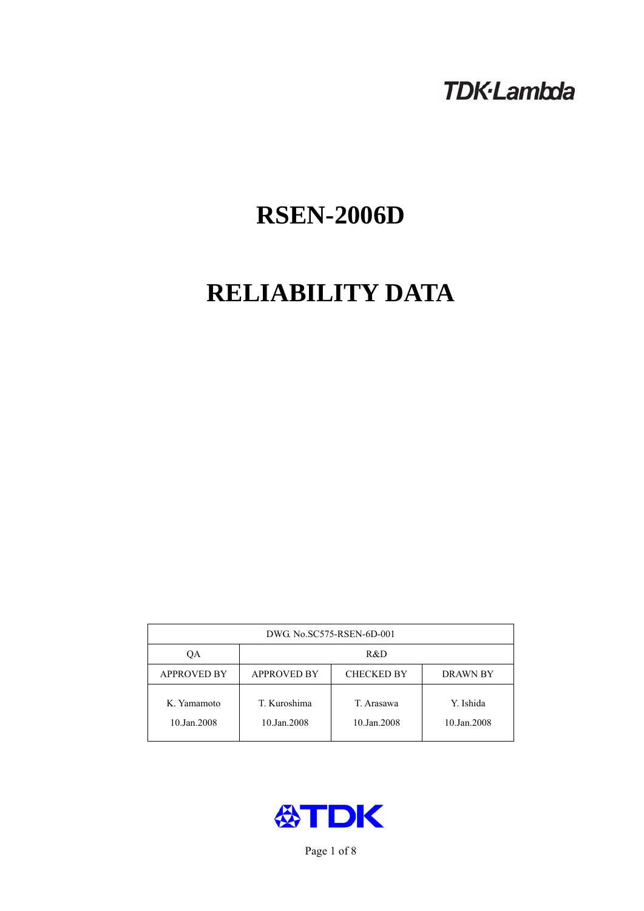TDK·Lambda

# RSEN-2006D

# RELIABILITY DATA

| DWG. No.SC575-RSEN-6D-001 | | | |
|---|---|---|---|
| QA | R&D | | |
| APPROVED BY | APPROVED BY | CHECKED BY | DRAWN BY |
| K. Yamamoto<br>10.Jan.2008 | T. Kuroshima<br>10.Jan.2008 | T. Arasawa<br>10.Jan.2008 | Y. Ishida<br>10.Jan.2008 |

TDK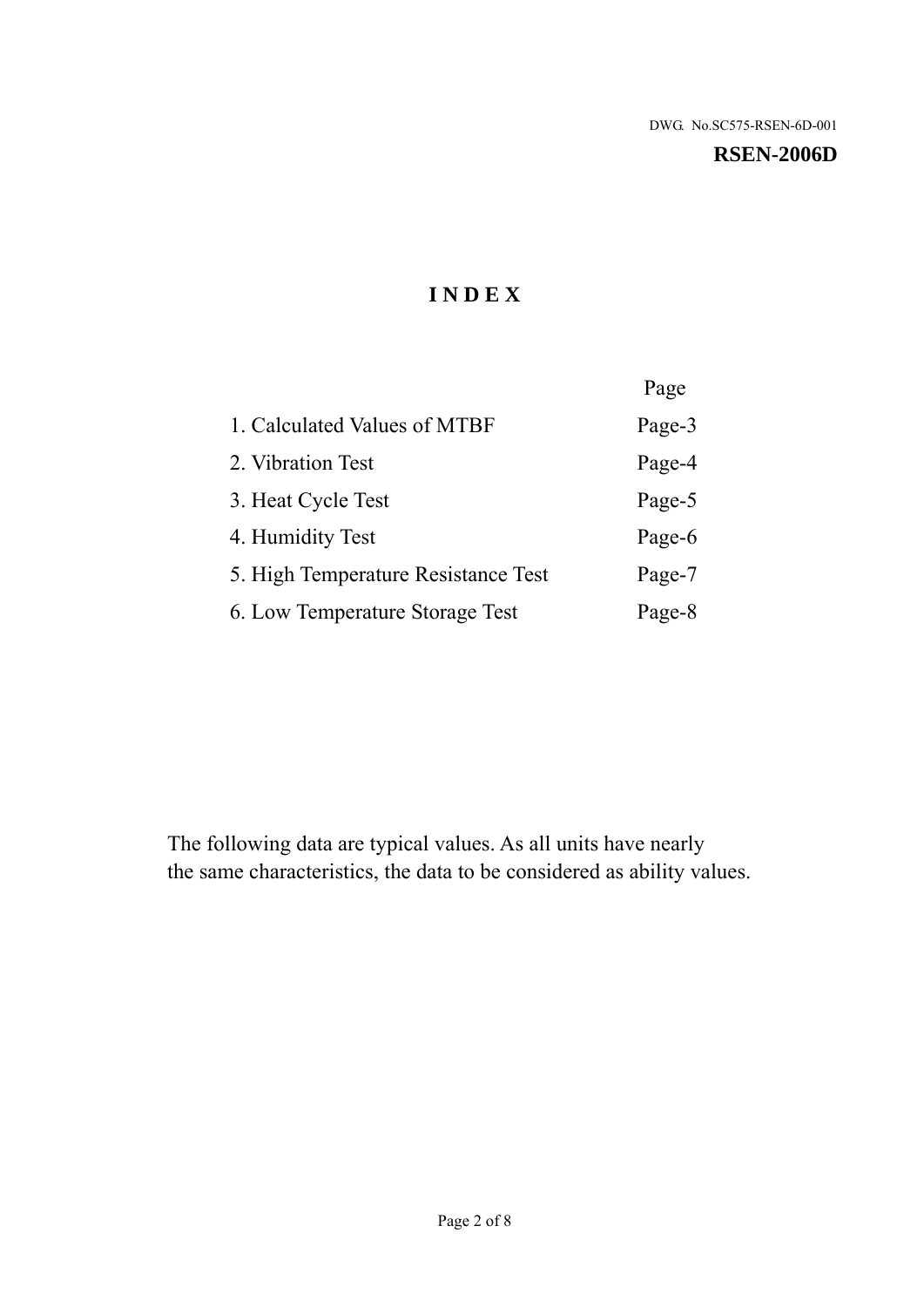DWG. No.SC575-RSEN-6D-001

**RSEN-2006D**

# INDEX

| | Page |
|---|---|
| 1. Calculated Values of MTBF | Page-3 |
| 2. Vibration Test | Page-4 |
| 3. Heat Cycle Test | Page-5 |
| 4. Humidity Test | Page-6 |
| 5. High Temperature Resistance Test | Page-7 |
| 6. Low Temperature Storage Test | Page-8 |

The following data are typical values. As all units have nearly the same characteristics, the data to be considered as ability values.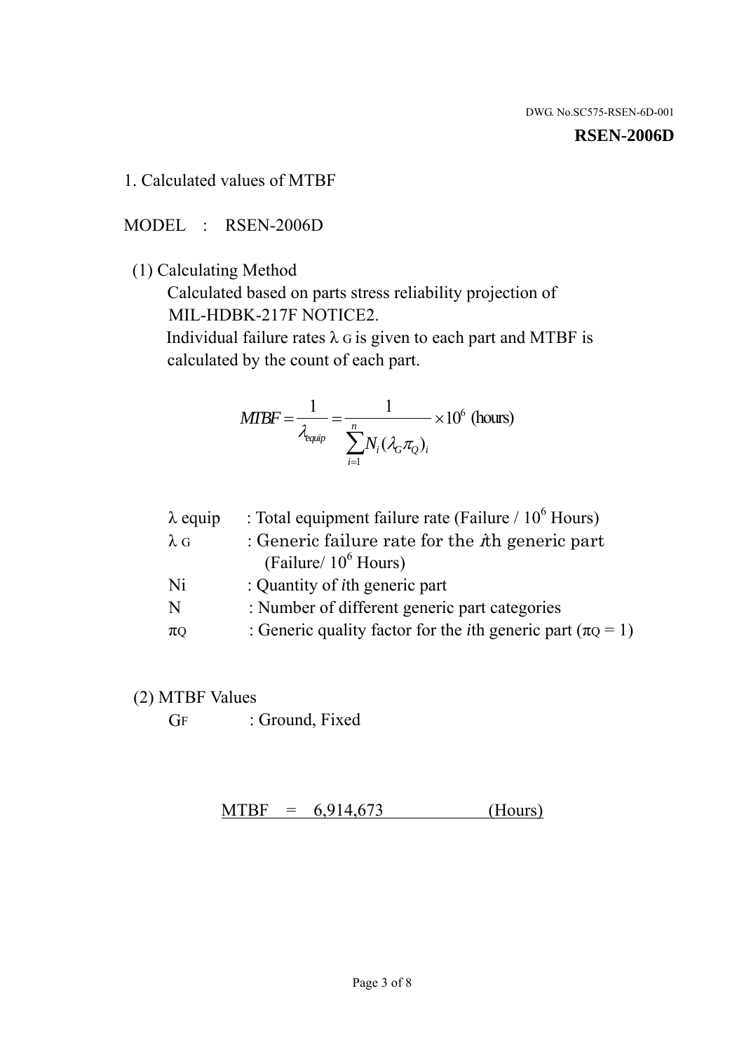DWG. No.SC575-RSEN-6D-001

**RSEN-2006D**

1. Calculated values of MTBF

MODEL : RSEN-2006D

(1) Calculating Method

Calculated based on parts stress reliability projection of MIL-HDBK-217F NOTICE2.

Individual failure rates $\lambda_G$ is given to each part and MTBF is calculated by the count of each part.

$$MTBF = \frac{1}{\lambda_{equip}} = \frac{1}{\sum_{i=1}^{n} N_i (\lambda_G \pi_Q)_i} \times 10^6 \text{ (hours)}$$

| | |
|---|---|
| $\lambda$ equip | : Total equipment failure rate (Failure / $10^6$ Hours) |
| $\lambda_G$ | : Generic failure rate for the $i$th generic part (Failure/ $10^6$ Hours) |
| Ni | : Quantity of $i$th generic part |
| N | : Number of different generic part categories |
| $\pi_Q$ | : Generic quality factor for the $i$th generic part ($\pi_Q = 1$) |

(2) MTBF Values

$G_F$ : Ground, Fixed

MTBF = 6,914,673 (Hours)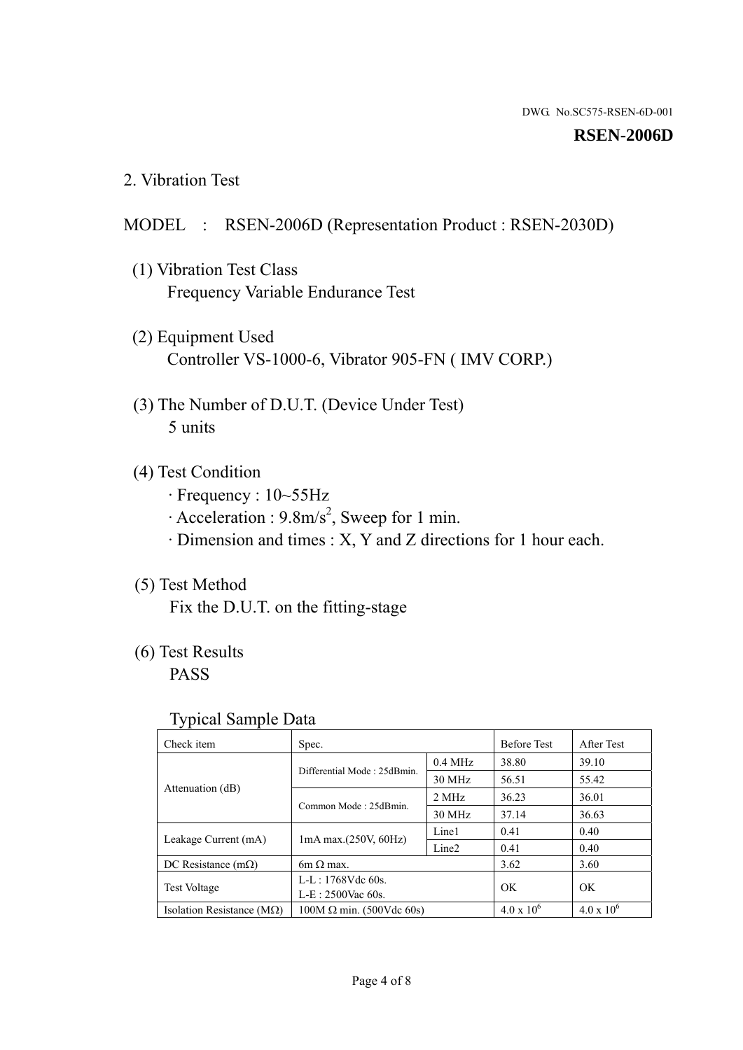DWG. No.SC575-RSEN-6D-001

**RSEN-2006D**

## 2. Vibration Test

MODEL : RSEN-2006D (Representation Product : RSEN-2030D)

(1) Vibration Test Class
Frequency Variable Endurance Test

(2) Equipment Used
Controller VS-1000-6, Vibrator 905-FN ( IMV CORP.)

(3) The Number of D.U.T. (Device Under Test)
5 units

(4) Test Condition
· Frequency : 10~55Hz
· Acceleration : 9.8m/s$^2$, Sweep for 1 min.
· Dimension and times : X, Y and Z directions for 1 hour each.

(5) Test Method
Fix the D.U.T. on the fitting-stage

(6) Test Results
PASS

Typical Sample Data

| Check item | Spec. | | Before Test | After Test |
|---|---|---|---|---|
| Attenuation (dB) | Differential Mode : 25dBmin. | 0.4 MHz | 38.80 | 39.10 |
| | | 30 MHz | 56.51 | 55.42 |
| | Common Mode : 25dBmin. | 2 MHz | 36.23 | 36.01 |
| | | 30 MHz | 37.14 | 36.63 |
| Leakage Current (mA) | 1mA max.(250V, 60Hz) | Line1 | 0.41 | 0.40 |
| | | Line2 | 0.41 | 0.40 |
| DC Resistance (mΩ) | 6m Ω max. | | 3.62 | 3.60 |
| Test Voltage | L-L : 1768Vdc 60s.<br>L-E : 2500Vac 60s. | | OK | OK |
| Isolation Resistance (MΩ) | 100M Ω min. (500Vdc 60s) | | $4.0 \times 10^6$ | $4.0 \times 10^6$ |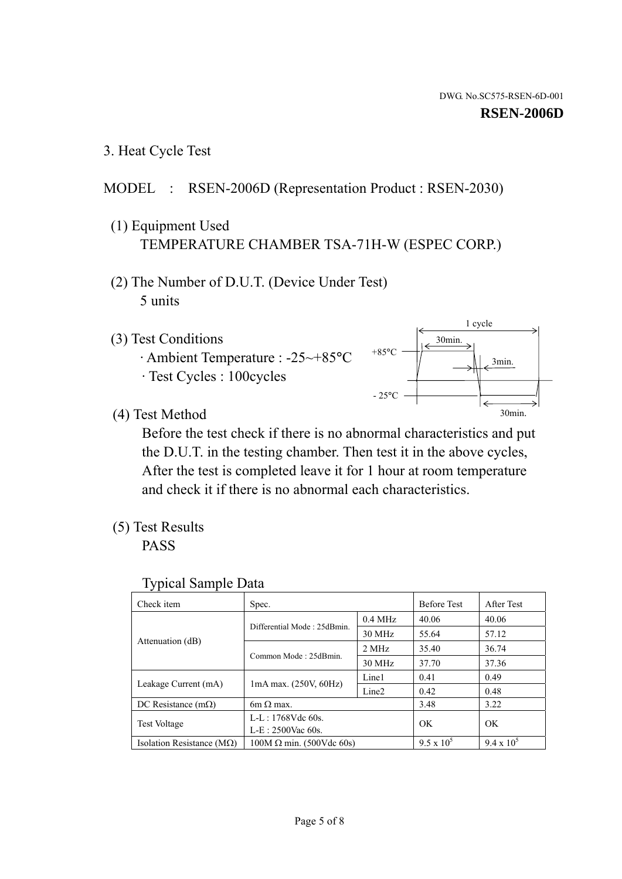DWG. No.SC575-RSEN-6D-001

**RSEN-2006D**

### 3. Heat Cycle Test

MODEL : RSEN-2006D (Representation Product : RSEN-2030)

(1) Equipment Used
TEMPERATURE CHAMBER TSA-71H-W (ESPEC CORP.)

(2) The Number of D.U.T. (Device Under Test)
5 units

(3) Test Conditions
· Ambient Temperature : -25~+85°C
· Test Cycles : 100cycles

1 cycle
30min.
+85°C
3min.
- 25°C
30min.

(4) Test Method
Before the test check if there is no abnormal characteristics and put the D.U.T. in the testing chamber. Then test it in the above cycles, After the test is completed leave it for 1 hour at room temperature and check it if there is no abnormal each characteristics.

(5) Test Results
PASS

Typical Sample Data

| Check item | Spec. | | Before Test | After Test |
|---|---|---|---|---|
| Attenuation (dB) | Differential Mode : 25dBmin. | 0.4 MHz | 40.06 | 40.06 |
| | | 30 MHz | 55.64 | 57.12 |
| | Common Mode : 25dBmin. | 2 MHz | 35.40 | 36.74 |
| | | 30 MHz | 37.70 | 37.36 |
| Leakage Current (mA) | 1mA max. (250V, 60Hz) | Line1 | 0.41 | 0.49 |
| | | Line2 | 0.42 | 0.48 |
| DC Resistance (mΩ) | 6m Ω max. | | 3.48 | 3.22 |
| Test Voltage | L-L : 1768Vdc 60s.<br>L-E : 2500Vac 60s. | | OK | OK |
| Isolation Resistance (MΩ) | 100M Ω min. (500Vdc 60s) | | $9.5 \times 10^5$ | $9.4 \times 10^5$ |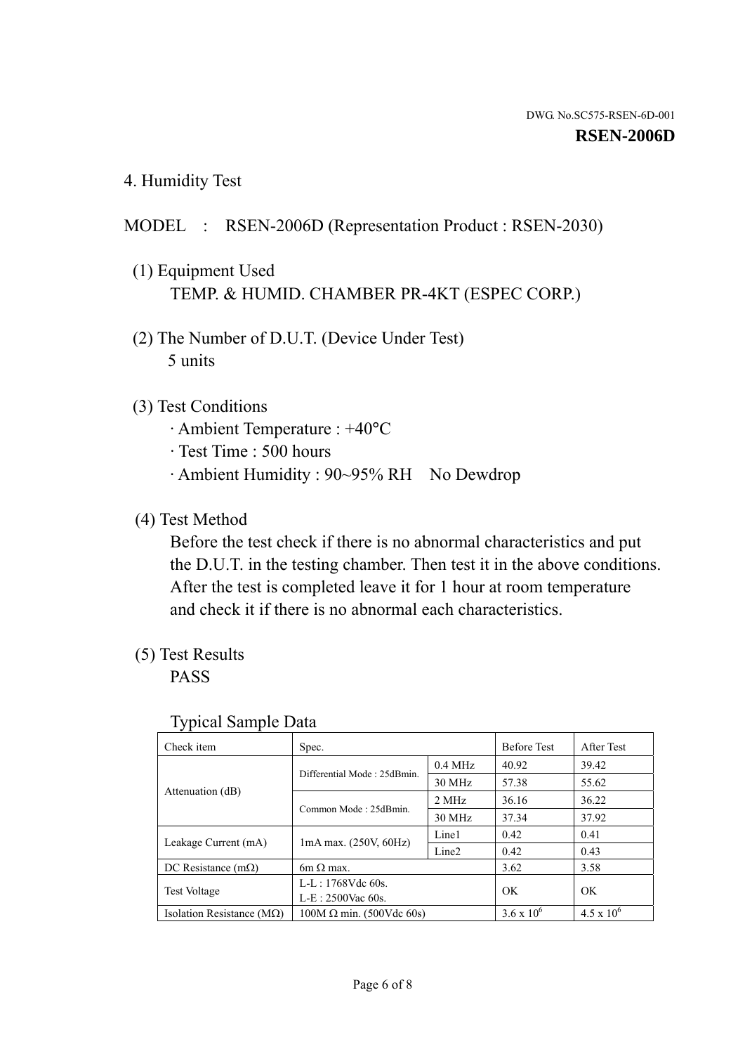DWG. No.SC575-RSEN-6D-001

**RSEN-2006D**

## 4. Humidity Test

MODEL : RSEN-2006D (Representation Product : RSEN-2030)

(1) Equipment Used
TEMP. & HUMID. CHAMBER PR-4KT (ESPEC CORP.)

(2) The Number of D.U.T. (Device Under Test)
5 units

(3) Test Conditions
· Ambient Temperature : +40°C
· Test Time : 500 hours
· Ambient Humidity : 90~95% RH No Dewdrop

(4) Test Method
Before the test check if there is no abnormal characteristics and put the D.U.T. in the testing chamber. Then test it in the above conditions. After the test is completed leave it for 1 hour at room temperature and check it if there is no abnormal each characteristics.

(5) Test Results
PASS

Typical Sample Data

| Check item | Spec. | | Before Test | After Test |
|---|---|---|---|---|
| Attenuation (dB) | Differential Mode : 25dBmin. | 0.4 MHz | 40.92 | 39.42 |
| | | 30 MHz | 57.38 | 55.62 |
| | Common Mode : 25dBmin. | 2 MHz | 36.16 | 36.22 |
| | | 30 MHz | 37.34 | 37.92 |
| Leakage Current (mA) | 1mA max. (250V, 60Hz) | Line1 | 0.42 | 0.41 |
| | | Line2 | 0.42 | 0.43 |
| DC Resistance (mΩ) | 6m Ω max. | | 3.62 | 3.58 |
| Test Voltage | L-L : 1768Vdc 60s.<br>L-E : 2500Vac 60s. | | OK | OK |
| Isolation Resistance (MΩ) | 100M Ω min. (500Vdc 60s) | | $3.6 \times 10^6$ | $4.5 \times 10^6$ |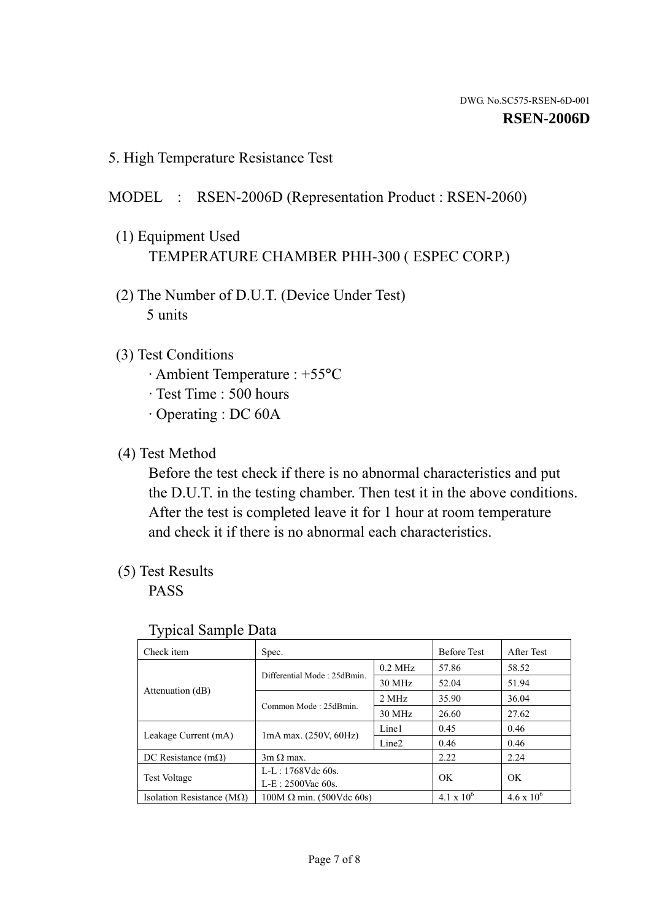## 5. High Temperature Resistance Test

MODEL : RSEN-2006D (Representation Product : RSEN-2060)

(1) Equipment Used
TEMPERATURE CHAMBER PHH-300 ( ESPEC CORP.)

(2) The Number of D.U.T. (Device Under Test)
5 units

(3) Test Conditions
· Ambient Temperature : +55°C
· Test Time : 500 hours
· Operating : DC 60A

(4) Test Method
Before the test check if there is no abnormal characteristics and put the D.U.T. in the testing chamber. Then test it in the above conditions. After the test is completed leave it for 1 hour at room temperature and check it if there is no abnormal each characteristics.

(5) Test Results
PASS

Typical Sample Data

| Check item | Spec. | | Before Test | After Test |
|---|---|---|---|---|
| Attenuation (dB) | Differential Mode : 25dBmin. | 0.2 MHz | 57.86 | 58.52 |
| | | 30 MHz | 52.04 | 51.94 |
| | Common Mode : 25dBmin. | 2 MHz | 35.90 | 36.04 |
| | | 30 MHz | 26.60 | 27.62 |
| Leakage Current (mA) | 1mA max. (250V, 60Hz) | Line1 | 0.45 | 0.46 |
| | | Line2 | 0.46 | 0.46 |
| DC Resistance (mΩ) | 3m Ω max. | | 2.22 | 2.24 |
| Test Voltage | L-L : 1768Vdc 60s. L-E : 2500Vac 60s. | | OK | OK |
| Isolation Resistance (MΩ) | 100M Ω min. (500Vdc 60s) | | $4.1 \times 10^6$ | $4.6 \times 10^6$ |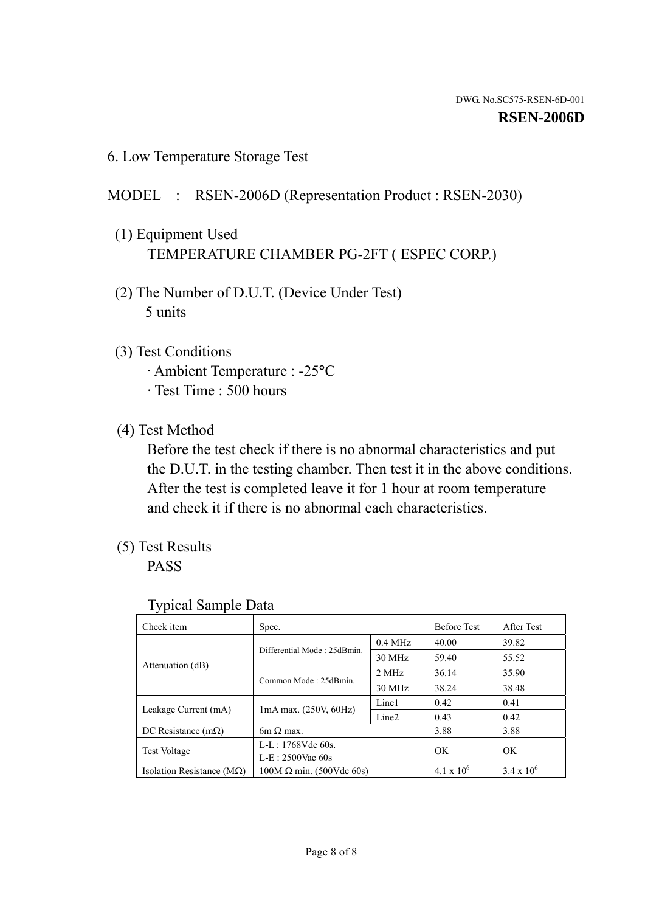DWG. No.SC575-RSEN-6D-001

**RSEN-2006D**

## 6. Low Temperature Storage Test

MODEL : RSEN-2006D (Representation Product : RSEN-2030)

(1) Equipment Used
TEMPERATURE CHAMBER PG-2FT ( ESPEC CORP.)

(2) The Number of D.U.T. (Device Under Test)
5 units

(3) Test Conditions
· Ambient Temperature : -25°C
· Test Time : 500 hours

(4) Test Method
Before the test check if there is no abnormal characteristics and put the D.U.T. in the testing chamber. Then test it in the above conditions. After the test is completed leave it for 1 hour at room temperature and check it if there is no abnormal each characteristics.

(5) Test Results
PASS

Typical Sample Data

| Check item | Spec. | | Before Test | After Test |
|---|---|---|---|---|
| Attenuation (dB) | Differential Mode : 25dBmin. | 0.4 MHz | 40.00 | 39.82 |
| | | 30 MHz | 59.40 | 55.52 |
| | Common Mode : 25dBmin. | 2 MHz | 36.14 | 35.90 |
| | | 30 MHz | 38.24 | 38.48 |
| Leakage Current (mA) | 1mA max. (250V, 60Hz) | Line1 | 0.42 | 0.41 |
| | | Line2 | 0.43 | 0.42 |
| DC Resistance (mΩ) | 6m Ω max. | | 3.88 | 3.88 |
| Test Voltage | L-L : 1768Vdc 60s. L-E : 2500Vac 60s | | OK | OK |
| Isolation Resistance (MΩ) | 100M Ω min. (500Vdc 60s) | | $4.1 \times 10^6$ | $3.4 \times 10^6$ |